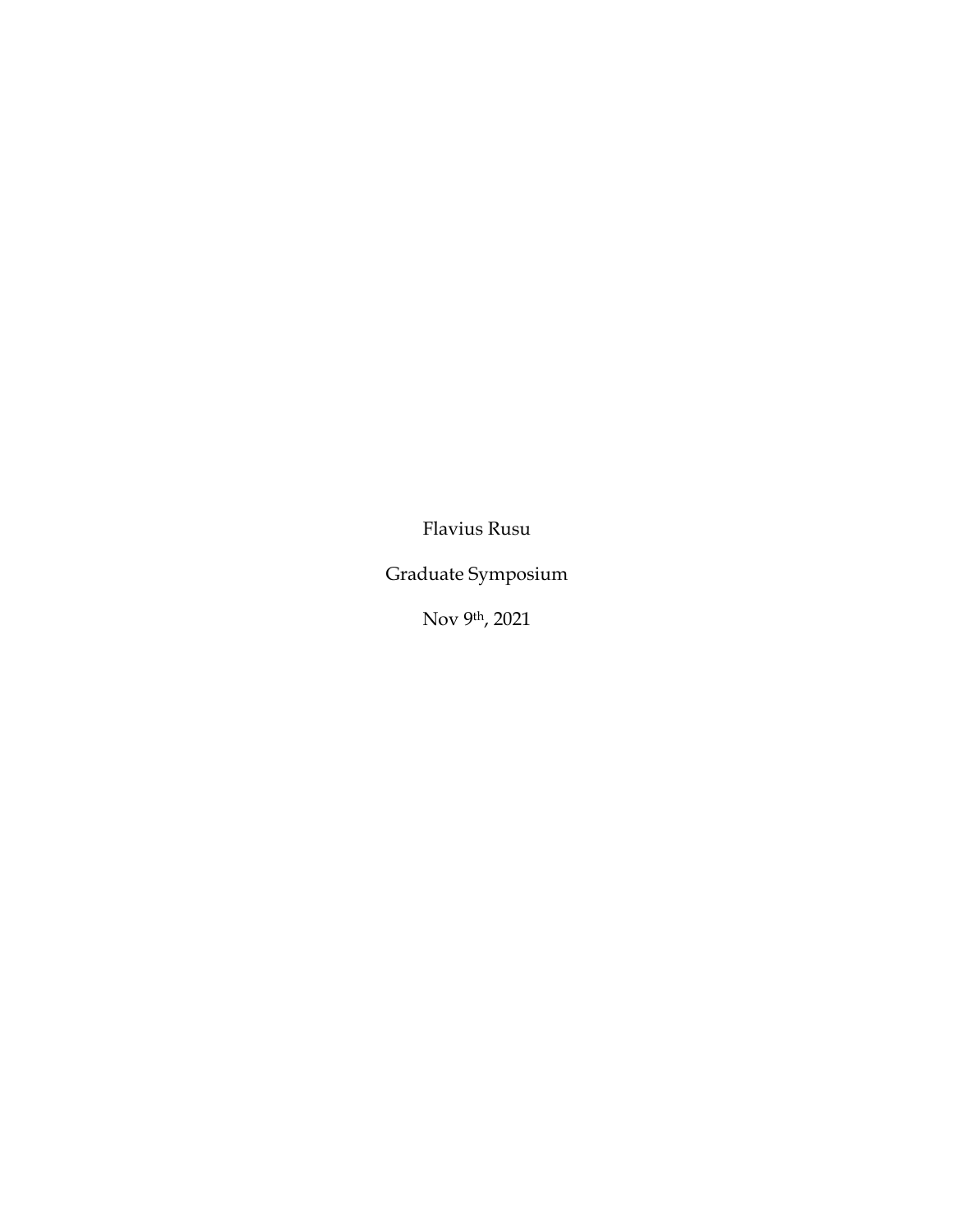Flavius Rusu

Graduate Symposium

Nov 9th, 2021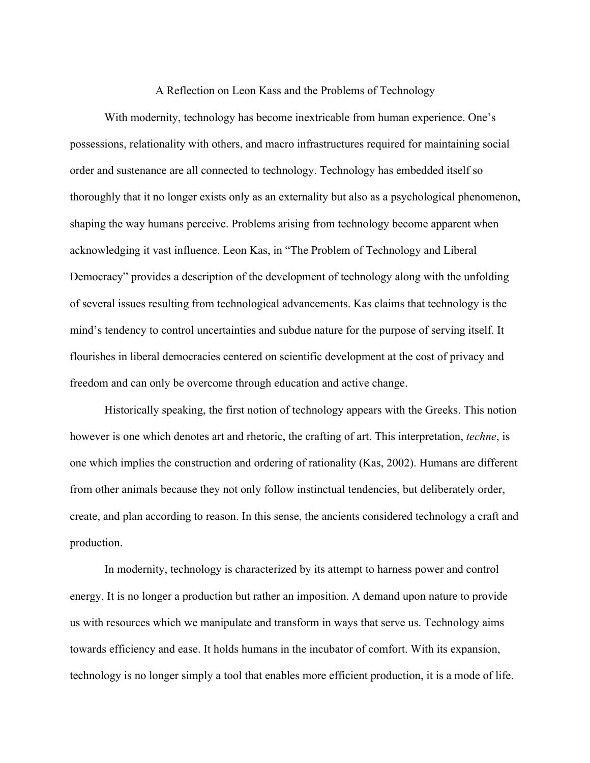A Reflection on Leon Kass and the Problems of Technology

With modernity, technology has become inextricable from human experience. One's possessions, relationality with others, and macro infrastructures required for maintaining social order and sustenance are all connected to technology. Technology has embedded itself so thoroughly that it no longer exists only as an externality but also as a psychological phenomenon, shaping the way humans perceive. Problems arising from technology become apparent when acknowledging it vast influence. Leon Kas, in "The Problem of Technology and Liberal Democracy" provides a description of the development of technology along with the unfolding of several issues resulting from technological advancements. Kas claims that technology is the mind's tendency to control uncertainties and subdue nature for the purpose of serving itself. It flourishes in liberal democracies centered on scientific development at the cost of privacy and freedom and can only be overcome through education and active change.

Historically speaking, the first notion of technology appears with the Greeks. This notion however is one which denotes art and rhetoric, the crafting of art. This interpretation, *techne*, is one which implies the construction and ordering of rationality (Kas, 2002). Humans are different from other animals because they not only follow instinctual tendencies, but deliberately order, create, and plan according to reason. In this sense, the ancients considered technology a craft and production.

In modernity, technology is characterized by its attempt to harness power and control energy. It is no longer a production but rather an imposition. A demand upon nature to provide us with resources which we manipulate and transform in ways that serve us. Technology aims towards efficiency and ease. It holds humans in the incubator of comfort. With its expansion, technology is no longer simply a tool that enables more efficient production, it is a mode of life.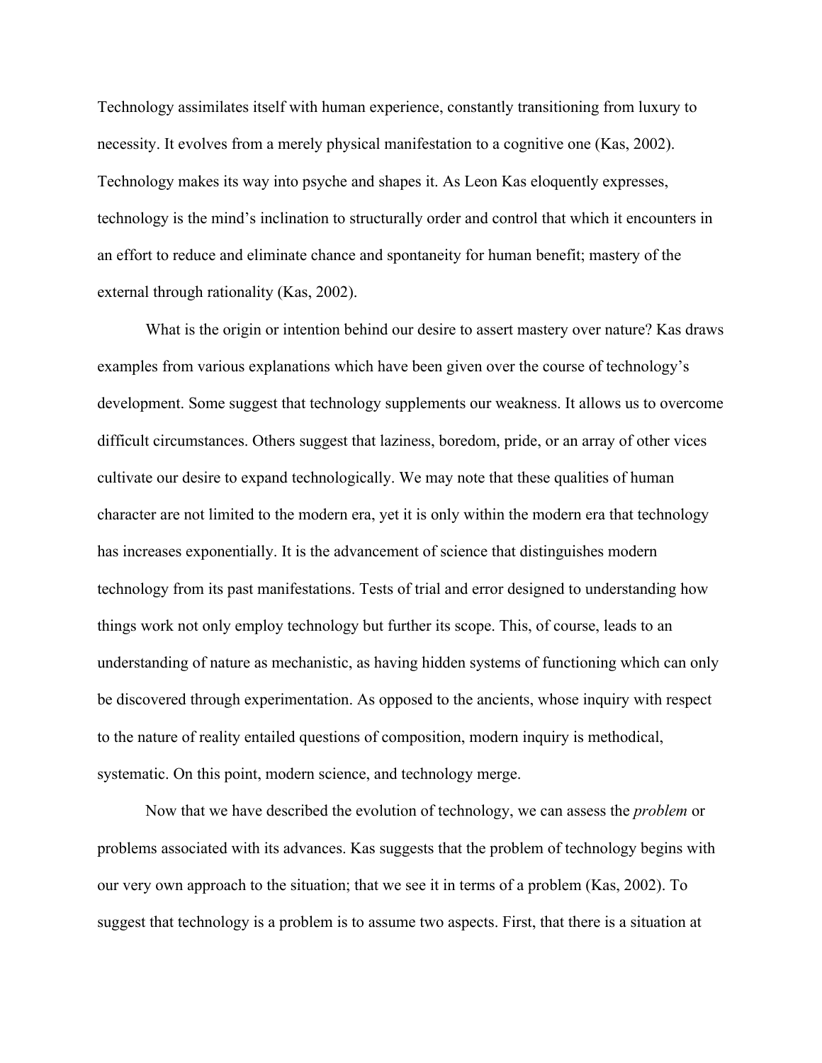Technology assimilates itself with human experience, constantly transitioning from luxury to necessity. It evolves from a merely physical manifestation to a cognitive one (Kas, 2002). Technology makes its way into psyche and shapes it. As Leon Kas eloquently expresses, technology is the mind's inclination to structurally order and control that which it encounters in an effort to reduce and eliminate chance and spontaneity for human benefit; mastery of the external through rationality (Kas, 2002).

What is the origin or intention behind our desire to assert mastery over nature? Kas draws examples from various explanations which have been given over the course of technology's development. Some suggest that technology supplements our weakness. It allows us to overcome difficult circumstances. Others suggest that laziness, boredom, pride, or an array of other vices cultivate our desire to expand technologically. We may note that these qualities of human character are not limited to the modern era, yet it is only within the modern era that technology has increases exponentially. It is the advancement of science that distinguishes modern technology from its past manifestations. Tests of trial and error designed to understanding how things work not only employ technology but further its scope. This, of course, leads to an understanding of nature as mechanistic, as having hidden systems of functioning which can only be discovered through experimentation. As opposed to the ancients, whose inquiry with respect to the nature of reality entailed questions of composition, modern inquiry is methodical, systematic. On this point, modern science, and technology merge.

Now that we have described the evolution of technology, we can assess the *problem* or problems associated with its advances. Kas suggests that the problem of technology begins with our very own approach to the situation; that we see it in terms of a problem (Kas, 2002). To suggest that technology is a problem is to assume two aspects. First, that there is a situation at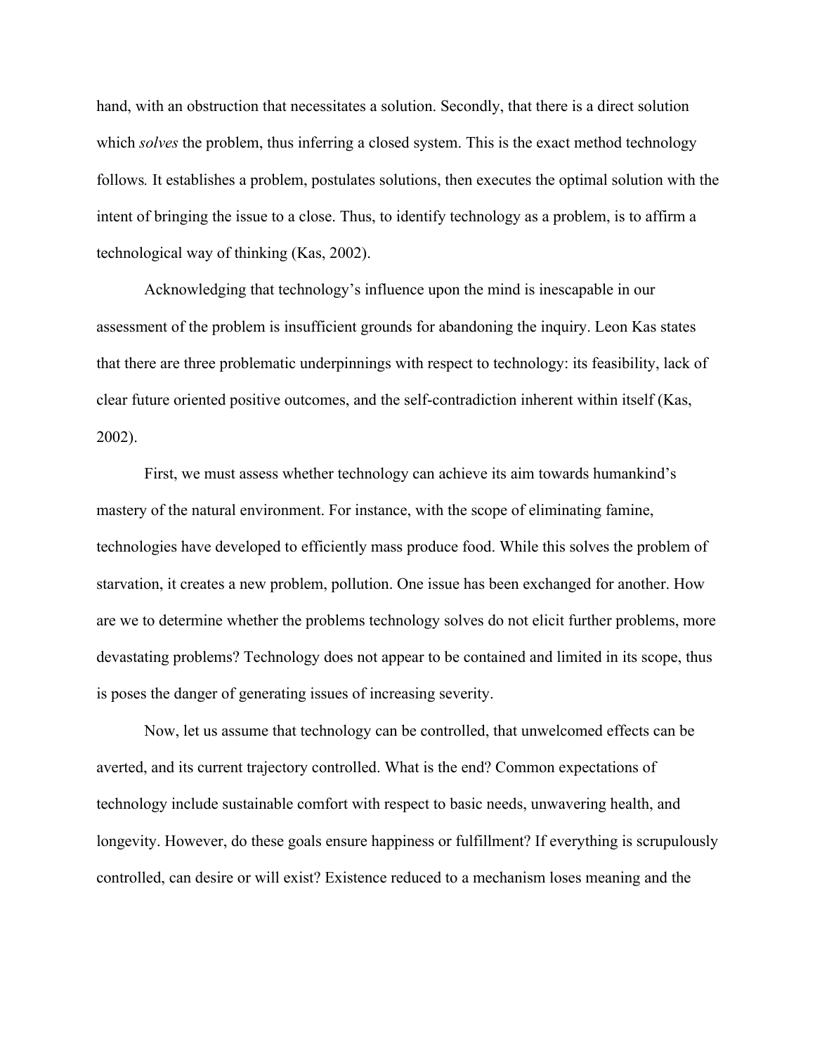hand, with an obstruction that necessitates a solution. Secondly, that there is a direct solution which *solves* the problem, thus inferring a closed system. This is the exact method technology follows. It establishes a problem, postulates solutions, then executes the optimal solution with the intent of bringing the issue to a close. Thus, to identify technology as a problem, is to affirm a technological way of thinking (Kas, 2002).

Acknowledging that technology's influence upon the mind is inescapable in our assessment of the problem is insufficient grounds for abandoning the inquiry. Leon Kas states that there are three problematic underpinnings with respect to technology: its feasibility, lack of clear future oriented positive outcomes, and the self-contradiction inherent within itself (Kas, 2002).

First, we must assess whether technology can achieve its aim towards humankind's mastery of the natural environment. For instance, with the scope of eliminating famine, technologies have developed to efficiently mass produce food. While this solves the problem of starvation, it creates a new problem, pollution. One issue has been exchanged for another. How are we to determine whether the problems technology solves do not elicit further problems, more devastating problems? Technology does not appear to be contained and limited in its scope, thus is poses the danger of generating issues of increasing severity.

Now, let us assume that technology can be controlled, that unwelcomed effects can be averted, and its current trajectory controlled. What is the end? Common expectations of technology include sustainable comfort with respect to basic needs, unwavering health, and longevity. However, do these goals ensure happiness or fulfillment? If everything is scrupulously controlled, can desire or will exist? Existence reduced to a mechanism loses meaning and the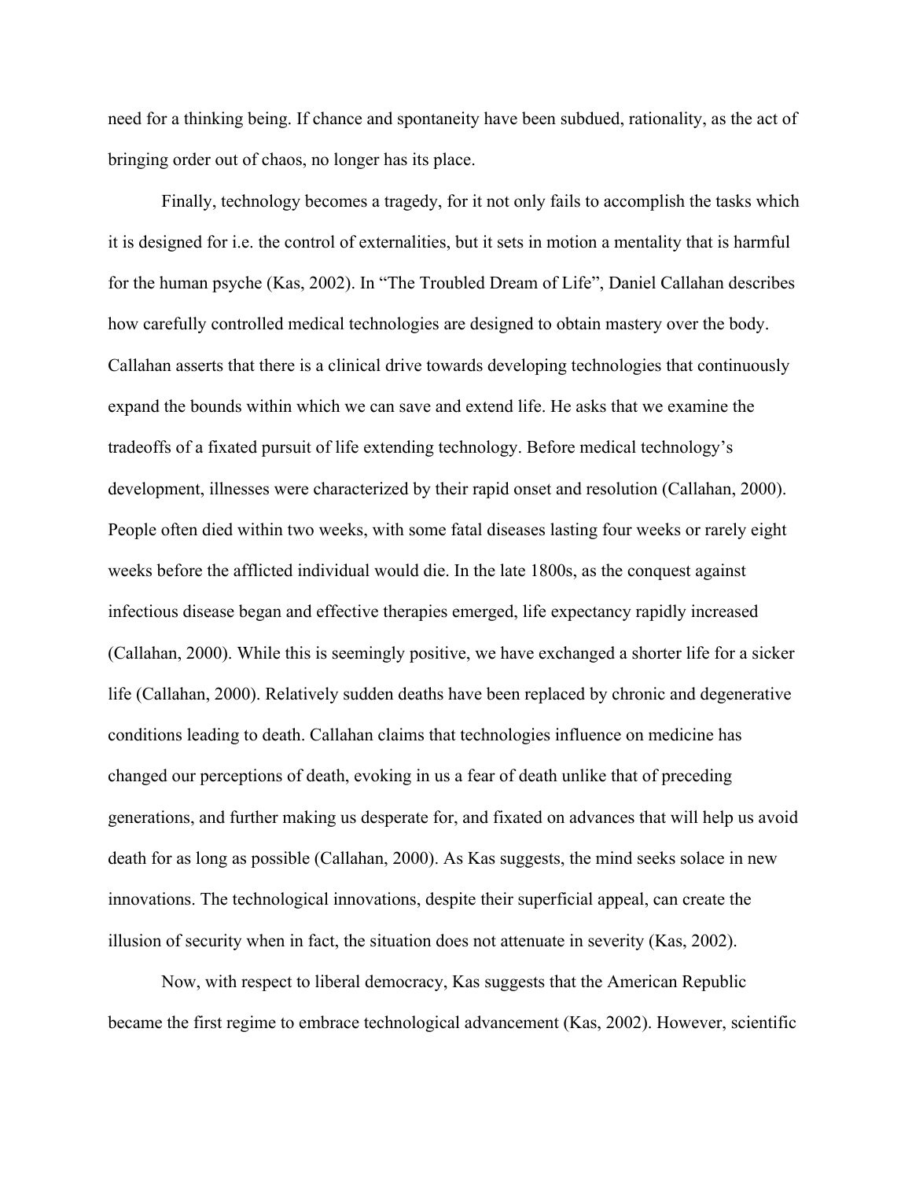need for a thinking being. If chance and spontaneity have been subdued, rationality, as the act of bringing order out of chaos, no longer has its place.

Finally, technology becomes a tragedy, for it not only fails to accomplish the tasks which it is designed for i.e. the control of externalities, but it sets in motion a mentality that is harmful for the human psyche (Kas, 2002). In "The Troubled Dream of Life", Daniel Callahan describes how carefully controlled medical technologies are designed to obtain mastery over the body. Callahan asserts that there is a clinical drive towards developing technologies that continuously expand the bounds within which we can save and extend life. He asks that we examine the tradeoffs of a fixated pursuit of life extending technology. Before medical technology's development, illnesses were characterized by their rapid onset and resolution (Callahan, 2000). People often died within two weeks, with some fatal diseases lasting four weeks or rarely eight weeks before the afflicted individual would die. In the late 1800s, as the conquest against infectious disease began and effective therapies emerged, life expectancy rapidly increased (Callahan, 2000). While this is seemingly positive, we have exchanged a shorter life for a sicker life (Callahan, 2000). Relatively sudden deaths have been replaced by chronic and degenerative conditions leading to death. Callahan claims that technologies influence on medicine has changed our perceptions of death, evoking in us a fear of death unlike that of preceding generations, and further making us desperate for, and fixated on advances that will help us avoid death for as long as possible (Callahan, 2000). As Kas suggests, the mind seeks solace in new innovations. The technological innovations, despite their superficial appeal, can create the illusion of security when in fact, the situation does not attenuate in severity (Kas, 2002).

Now, with respect to liberal democracy, Kas suggests that the American Republic became the first regime to embrace technological advancement (Kas, 2002). However, scientific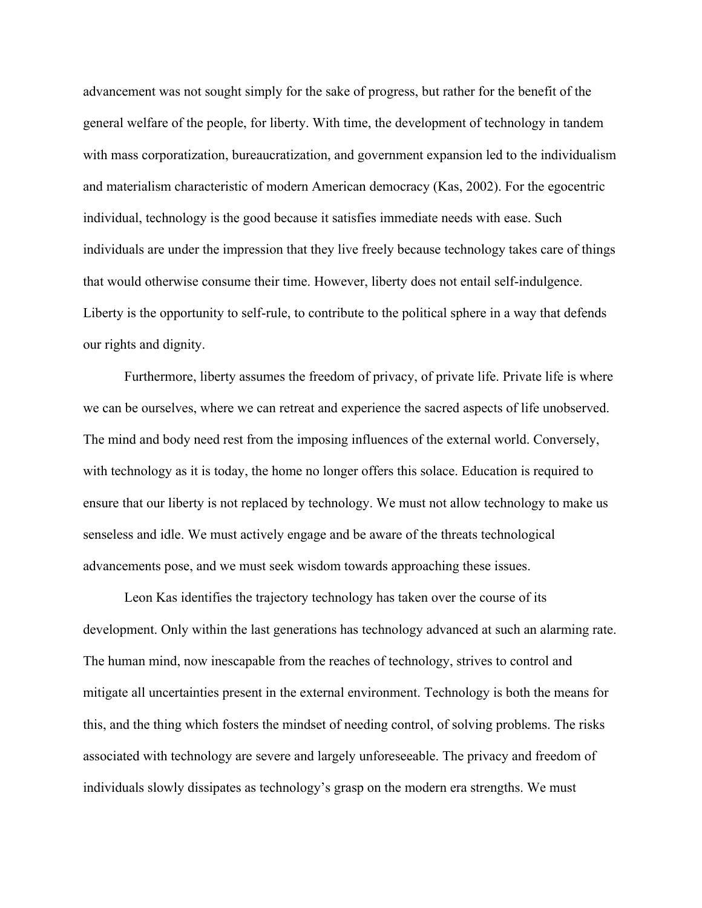advancement was not sought simply for the sake of progress, but rather for the benefit of the general welfare of the people, for liberty. With time, the development of technology in tandem with mass corporatization, bureaucratization, and government expansion led to the individualism and materialism characteristic of modern American democracy (Kas, 2002). For the egocentric individual, technology is the good because it satisfies immediate needs with ease. Such individuals are under the impression that they live freely because technology takes care of things that would otherwise consume their time. However, liberty does not entail self-indulgence. Liberty is the opportunity to self-rule, to contribute to the political sphere in a way that defends our rights and dignity.

Furthermore, liberty assumes the freedom of privacy, of private life. Private life is where we can be ourselves, where we can retreat and experience the sacred aspects of life unobserved. The mind and body need rest from the imposing influences of the external world. Conversely, with technology as it is today, the home no longer offers this solace. Education is required to ensure that our liberty is not replaced by technology. We must not allow technology to make us senseless and idle. We must actively engage and be aware of the threats technological advancements pose, and we must seek wisdom towards approaching these issues.

Leon Kas identifies the trajectory technology has taken over the course of its development. Only within the last generations has technology advanced at such an alarming rate. The human mind, now inescapable from the reaches of technology, strives to control and mitigate all uncertainties present in the external environment. Technology is both the means for this, and the thing which fosters the mindset of needing control, of solving problems. The risks associated with technology are severe and largely unforeseeable. The privacy and freedom of individuals slowly dissipates as technology's grasp on the modern era strengths. We must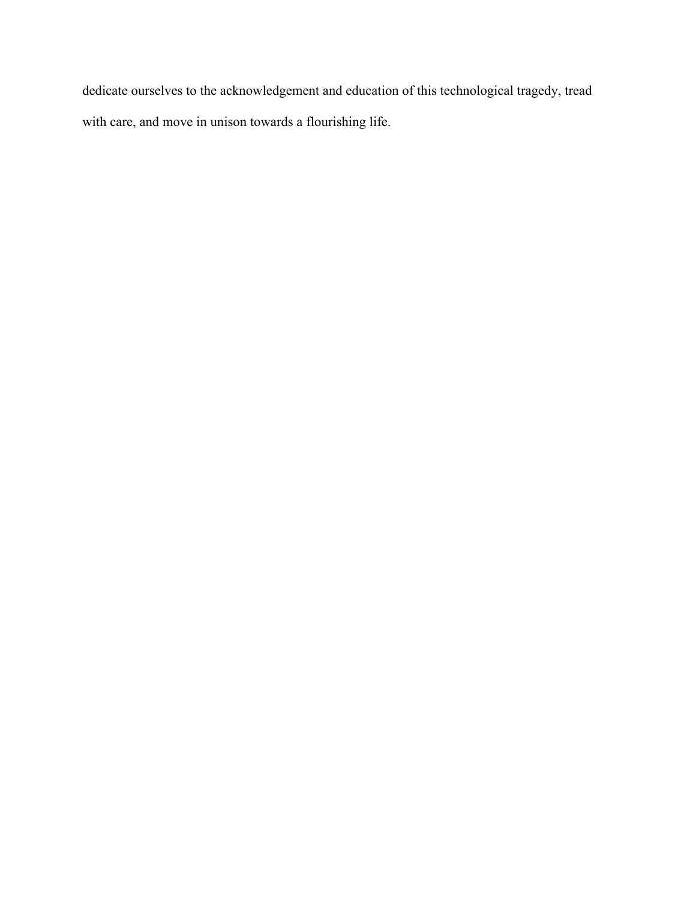dedicate ourselves to the acknowledgement and education of this technological tragedy, tread with care, and move in unison towards a flourishing life.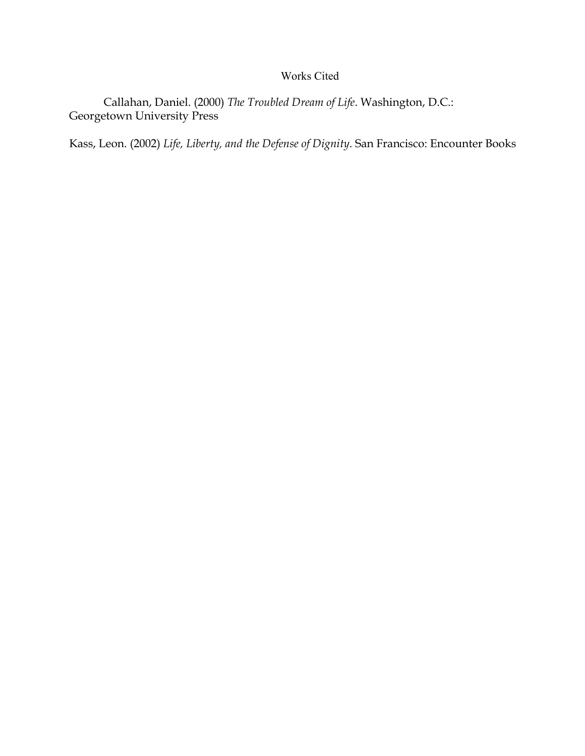# Works Cited

Callahan, Daniel. (2000) *The Troubled Dream of Life*. Washington, D.C.: Georgetown University Press

Kass, Leon. (2002) *Life, Liberty, and the Defense of Dignity*. San Francisco: Encounter Books